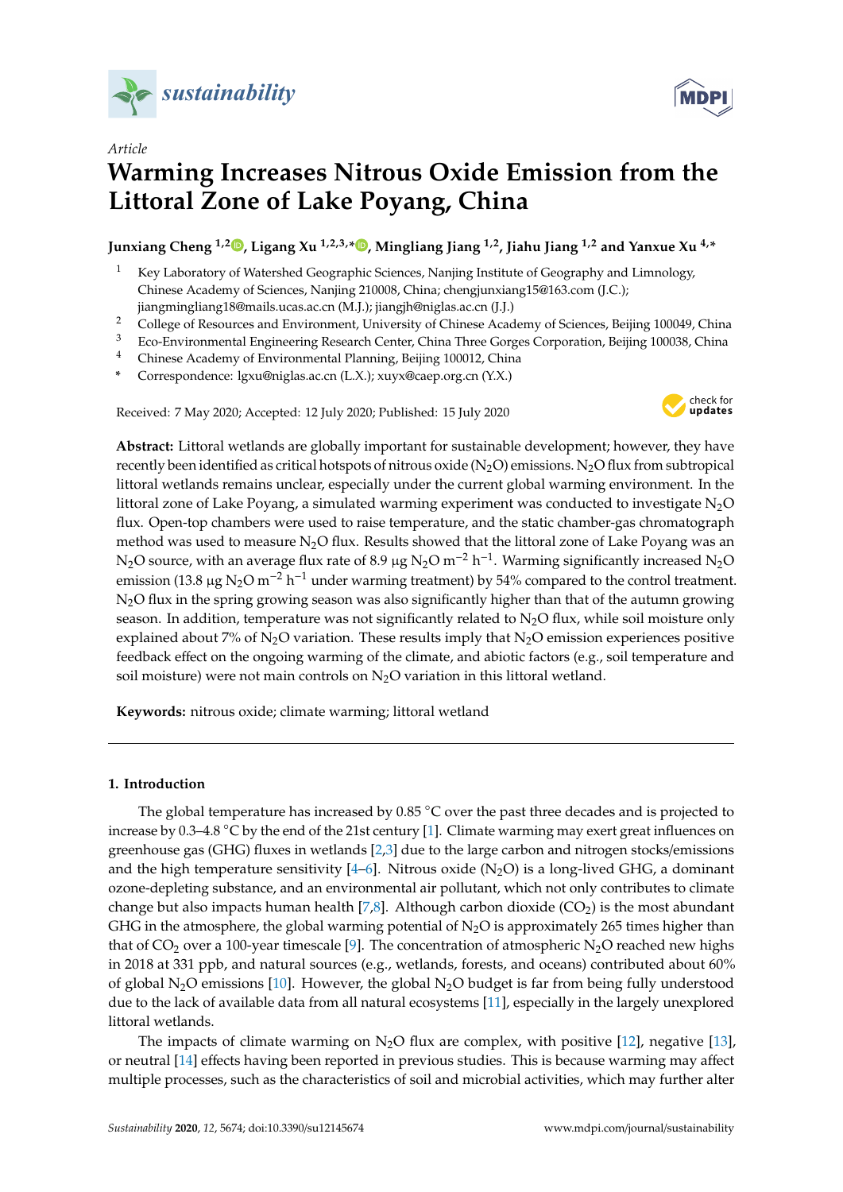*Article*

# Warming Increases Nitrous Oxide Emission from the Littoral Zone of Lake Poyang, China

**Junxiang Cheng [1,2], Ligang Xu [1,2,3,*], Mingliang Jiang [1,2], Jiahu Jiang [1,2] and Yanxue Xu [4,*]**

1. Key Laboratory of Watershed Geographic Sciences, Nanjing Institute of Geography and Limnology, Chinese Academy of Sciences, Nanjing 210008, China; chengjunxiang15@163.com (J.C.); jiangmingliang18@mails.ucas.ac.cn (M.J.); jiangjh@niglas.ac.cn (J.J.)
2. College of Resources and Environment, University of Chinese Academy of Sciences, Beijing 100049, China
3. Eco-Environmental Engineering Research Center, China Three Gorges Corporation, Beijing 100038, China
4. Chinese Academy of Environmental Planning, Beijing 100012, China

\* Correspondence: lgxu@niglas.ac.cn (L.X.); xuyx@caep.org.cn (Y.X.)

Received: 7 May 2020; Accepted: 12 July 2020; Published: 15 July 2020

**Abstract:** Littoral wetlands are globally important for sustainable development; however, they have recently been identified as critical hotspots of nitrous oxide ($N_2O$) emissions. $N_2O$ flux from subtropical littoral wetlands remains unclear, especially under the current global warming environment. In the littoral zone of Lake Poyang, a simulated warming experiment was conducted to investigate $N_2O$ flux. Open-top chambers were used to raise temperature, and the static chamber-gas chromatograph method was used to measure $N_2O$ flux. Results showed that the littoral zone of Lake Poyang was an $N_2O$ source, with an average flux rate of 8.9 μg $N_2O$ $m^{-2}$ $h^{-1}$. Warming significantly increased $N_2O$ emission (13.8 μg $N_2O$ $m^{-2}$ $h^{-1}$ under warming treatment) by 54% compared to the control treatment. $N_2O$ flux in the spring growing season was also significantly higher than that of the autumn growing season. In addition, temperature was not significantly related to $N_2O$ flux, while soil moisture only explained about 7% of $N_2O$ variation. These results imply that $N_2O$ emission experiences positive feedback effect on the ongoing warming of the climate, and abiotic factors (e.g., soil temperature and soil moisture) were not main controls on $N_2O$ variation in this littoral wetland.

**Keywords:** nitrous oxide; climate warming; littoral wetland

## 1. Introduction

The global temperature has increased by 0.85 °C over the past three decades and is projected to increase by 0.3–4.8 °C by the end of the 21st century [1]. Climate warming may exert great influences on greenhouse gas (GHG) fluxes in wetlands [2,3] due to the large carbon and nitrogen stocks/emissions and the high temperature sensitivity [4–6]. Nitrous oxide ($N_2O$) is a long-lived GHG, a dominant ozone-depleting substance, and an environmental air pollutant, which not only contributes to climate change but also impacts human health [7,8]. Although carbon dioxide ($CO_2$) is the most abundant GHG in the atmosphere, the global warming potential of $N_2O$ is approximately 265 times higher than that of $CO_2$ over a 100-year timescale [9]. The concentration of atmospheric $N_2O$ reached new highs in 2018 at 331 ppb, and natural sources (e.g., wetlands, forests, and oceans) contributed about 60% of global $N_2O$ emissions [10]. However, the global $N_2O$ budget is far from being fully understood due to the lack of available data from all natural ecosystems [11], especially in the largely unexplored littoral wetlands.

The impacts of climate warming on $N_2O$ flux are complex, with positive [12], negative [13], or neutral [14] effects having been reported in previous studies. This is because warming may affect multiple processes, such as the characteristics of soil and microbial activities, which may further alter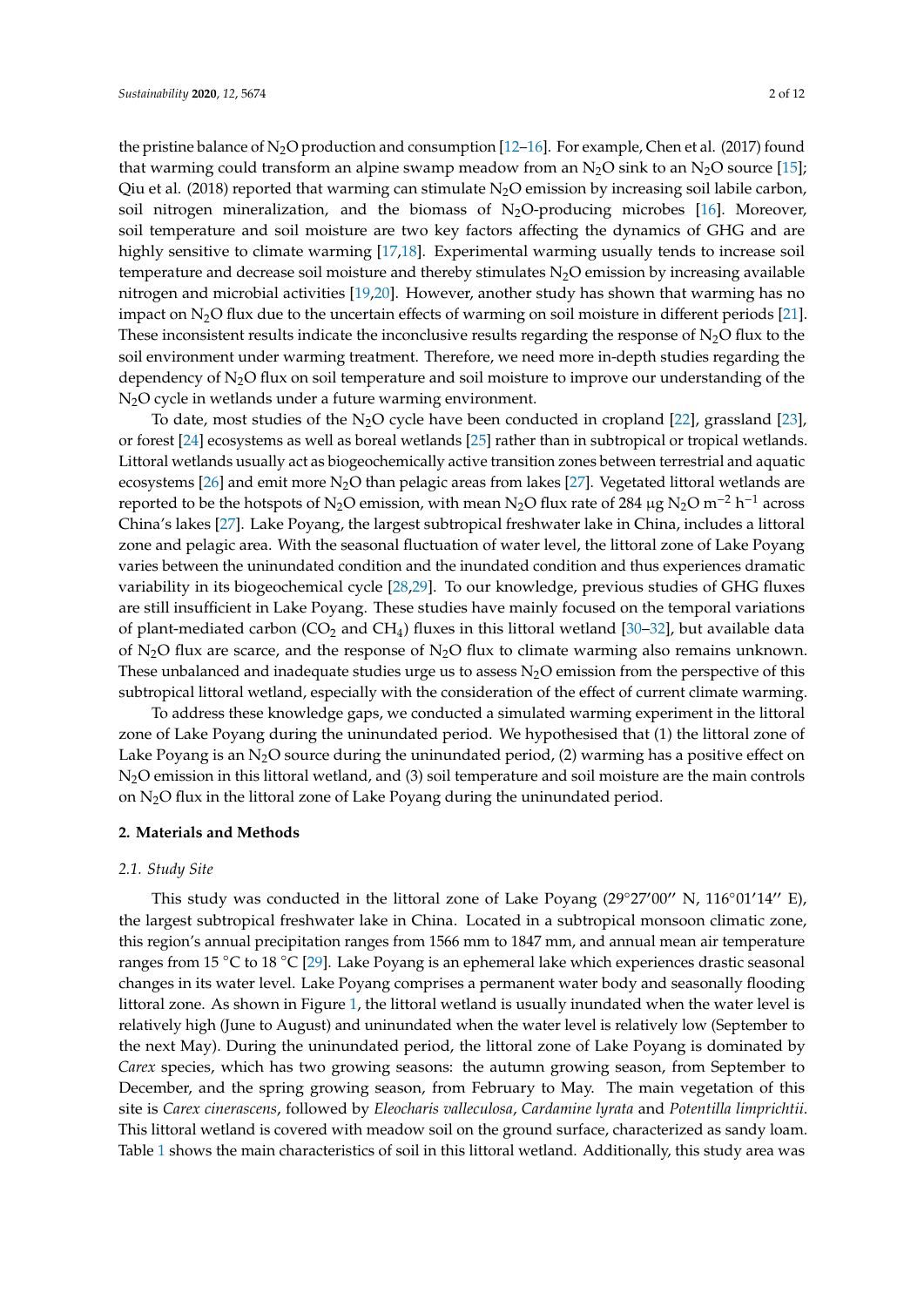the pristine balance of $N_2O$ production and consumption [12–16]. For example, Chen et al. (2017) found that warming could transform an alpine swamp meadow from an $N_2O$ sink to an $N_2O$ source [15]; Qiu et al. (2018) reported that warming can stimulate $N_2O$ emission by increasing soil labile carbon, soil nitrogen mineralization, and the biomass of $N_2O$-producing microbes [16]. Moreover, soil temperature and soil moisture are two key factors affecting the dynamics of GHG and are highly sensitive to climate warming [17,18]. Experimental warming usually tends to increase soil temperature and decrease soil moisture and thereby stimulates $N_2O$ emission by increasing available nitrogen and microbial activities [19,20]. However, another study has shown that warming has no impact on $N_2O$ flux due to the uncertain effects of warming on soil moisture in different periods [21]. These inconsistent results indicate the inconclusive results regarding the response of $N_2O$ flux to the soil environment under warming treatment. Therefore, we need more in-depth studies regarding the dependency of $N_2O$ flux on soil temperature and soil moisture to improve our understanding of the $N_2O$ cycle in wetlands under a future warming environment.

To date, most studies of the $N_2O$ cycle have been conducted in cropland [22], grassland [23], or forest [24] ecosystems as well as boreal wetlands [25] rather than in subtropical or tropical wetlands. Littoral wetlands usually act as biogeochemically active transition zones between terrestrial and aquatic ecosystems [26] and emit more $N_2O$ than pelagic areas from lakes [27]. Vegetated littoral wetlands are reported to be the hotspots of $N_2O$ emission, with mean $N_2O$ flux rate of 284 μg $N_2O$ $m^{-2}$ $h^{-1}$ across China's lakes [27]. Lake Poyang, the largest subtropical freshwater lake in China, includes a littoral zone and pelagic area. With the seasonal fluctuation of water level, the littoral zone of Lake Poyang varies between the uninundated condition and the inundated condition and thus experiences dramatic variability in its biogeochemical cycle [28,29]. To our knowledge, previous studies of GHG fluxes are still insufficient in Lake Poyang. These studies have mainly focused on the temporal variations of plant-mediated carbon ($CO_2$ and $CH_4$) fluxes in this littoral wetland [30–32], but available data of $N_2O$ flux are scarce, and the response of $N_2O$ flux to climate warming also remains unknown. These unbalanced and inadequate studies urge us to assess $N_2O$ emission from the perspective of this subtropical littoral wetland, especially with the consideration of the effect of current climate warming.

To address these knowledge gaps, we conducted a simulated warming experiment in the littoral zone of Lake Poyang during the uninundated period. We hypothesised that (1) the littoral zone of Lake Poyang is an $N_2O$ source during the uninundated period, (2) warming has a positive effect on $N_2O$ emission in this littoral wetland, and (3) soil temperature and soil moisture are the main controls on $N_2O$ flux in the littoral zone of Lake Poyang during the uninundated period.

## 2. Materials and Methods

### 2.1. Study Site

This study was conducted in the littoral zone of Lake Poyang (29°27′00′′ N, 116°01′14′′ E), the largest subtropical freshwater lake in China. Located in a subtropical monsoon climatic zone, this region's annual precipitation ranges from 1566 mm to 1847 mm, and annual mean air temperature ranges from 15 °C to 18 °C [29]. Lake Poyang is an ephemeral lake which experiences drastic seasonal changes in its water level. Lake Poyang comprises a permanent water body and seasonally flooding littoral zone. As shown in Figure 1, the littoral wetland is usually inundated when the water level is relatively high (June to August) and uninundated when the water level is relatively low (September to the next May). During the uninundated period, the littoral zone of Lake Poyang is dominated by *Carex* species, which has two growing seasons: the autumn growing season, from September to December, and the spring growing season, from February to May. The main vegetation of this site is *Carex cinerascens*, followed by *Eleocharis valleculosa*, *Cardamine lyrata* and *Potentilla limprichtii*. This littoral wetland is covered with meadow soil on the ground surface, characterized as sandy loam. Table 1 shows the main characteristics of soil in this littoral wetland. Additionally, this study area was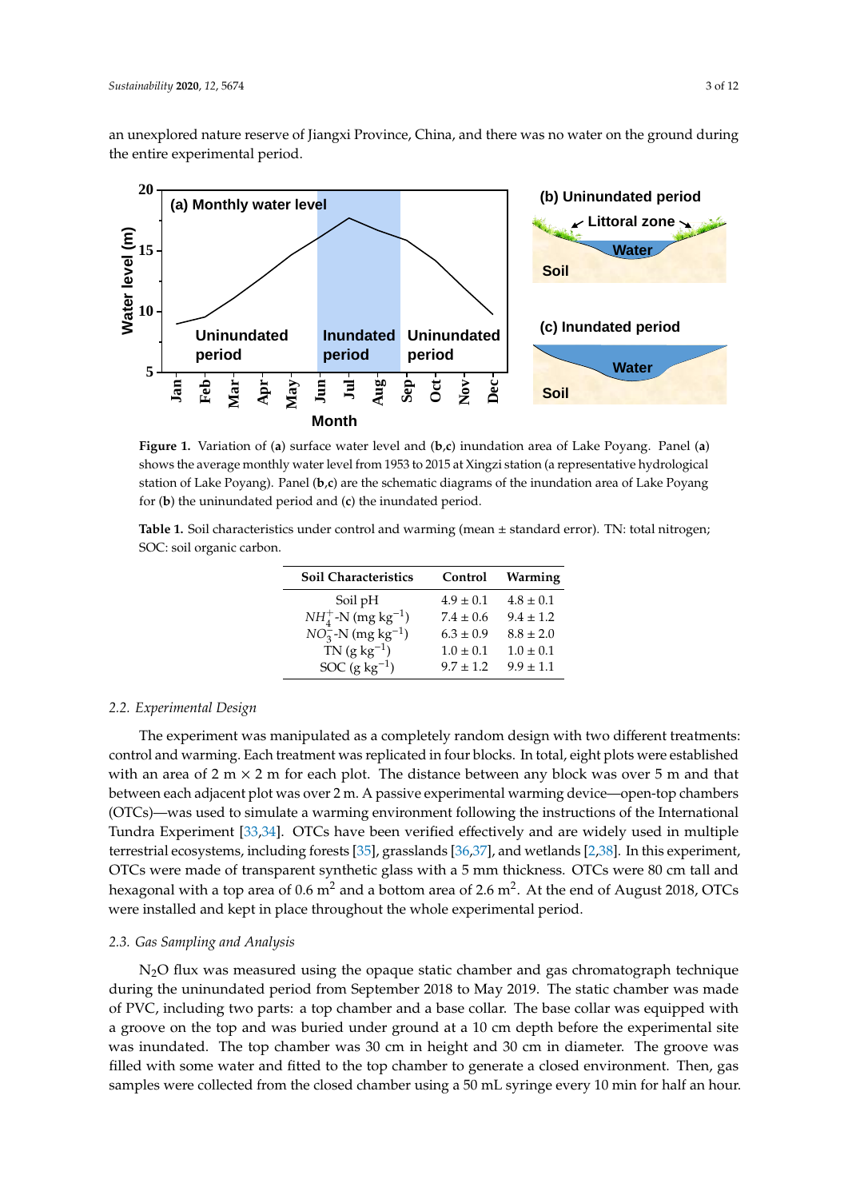an unexplored nature reserve of Jiangxi Province, China, and there was no water on the ground during the entire experimental period.

**Figure 1.** Variation of (**a**) surface water level and (**b**,**c**) inundation area of Lake Poyang. Panel (**a**) shows the average monthly water level from 1953 to 2015 at Xingzi station (a representative hydrological station of Lake Poyang). Panel (**b**,**c**) are the schematic diagrams of the inundation area of Lake Poyang for (**b**) the uninundated period and (**c**) the inundated period.

**Table 1.** Soil characteristics under control and warming (mean ± standard error). TN: total nitrogen; SOC: soil organic carbon.

| Soil Characteristics | Control | Warming |
|---|---|---|
| Soil pH | 4.9 ± 0.1 | 4.8 ± 0.1 |
| $NH_4^+$-N (mg kg$^{-1}$) | 7.4 ± 0.6 | 9.4 ± 1.2 |
| $NO_3^-$-N (mg kg$^{-1}$) | 6.3 ± 0.9 | 8.8 ± 2.0 |
| TN (g kg$^{-1}$) | 1.0 ± 0.1 | 1.0 ± 0.1 |
| SOC (g kg$^{-1}$) | 9.7 ± 1.2 | 9.9 ± 1.1 |

### 2.2. Experimental Design

The experiment was manipulated as a completely random design with two different treatments: control and warming. Each treatment was replicated in four blocks. In total, eight plots were established with an area of 2 m × 2 m for each plot. The distance between any block was over 5 m and that between each adjacent plot was over 2 m. A passive experimental warming device—open-top chambers (OTCs)—was used to simulate a warming environment following the instructions of the International Tundra Experiment [33,34]. OTCs have been verified effectively and are widely used in multiple terrestrial ecosystems, including forests [35], grasslands [36,37], and wetlands [2,38]. In this experiment, OTCs were made of transparent synthetic glass with a 5 mm thickness. OTCs were 80 cm tall and hexagonal with a top area of 0.6 m$^2$ and a bottom area of 2.6 m$^2$. At the end of August 2018, OTCs were installed and kept in place throughout the whole experimental period.

### 2.3. Gas Sampling and Analysis

$N_2O$ flux was measured using the opaque static chamber and gas chromatograph technique during the uninundated period from September 2018 to May 2019. The static chamber was made of PVC, including two parts: a top chamber and a base collar. The base collar was equipped with a groove on the top and was buried under ground at a 10 cm depth before the experimental site was inundated. The top chamber was 30 cm in height and 30 cm in diameter. The groove was filled with some water and fitted to the top chamber to generate a closed environment. Then, gas samples were collected from the closed chamber using a 50 mL syringe every 10 min for half an hour.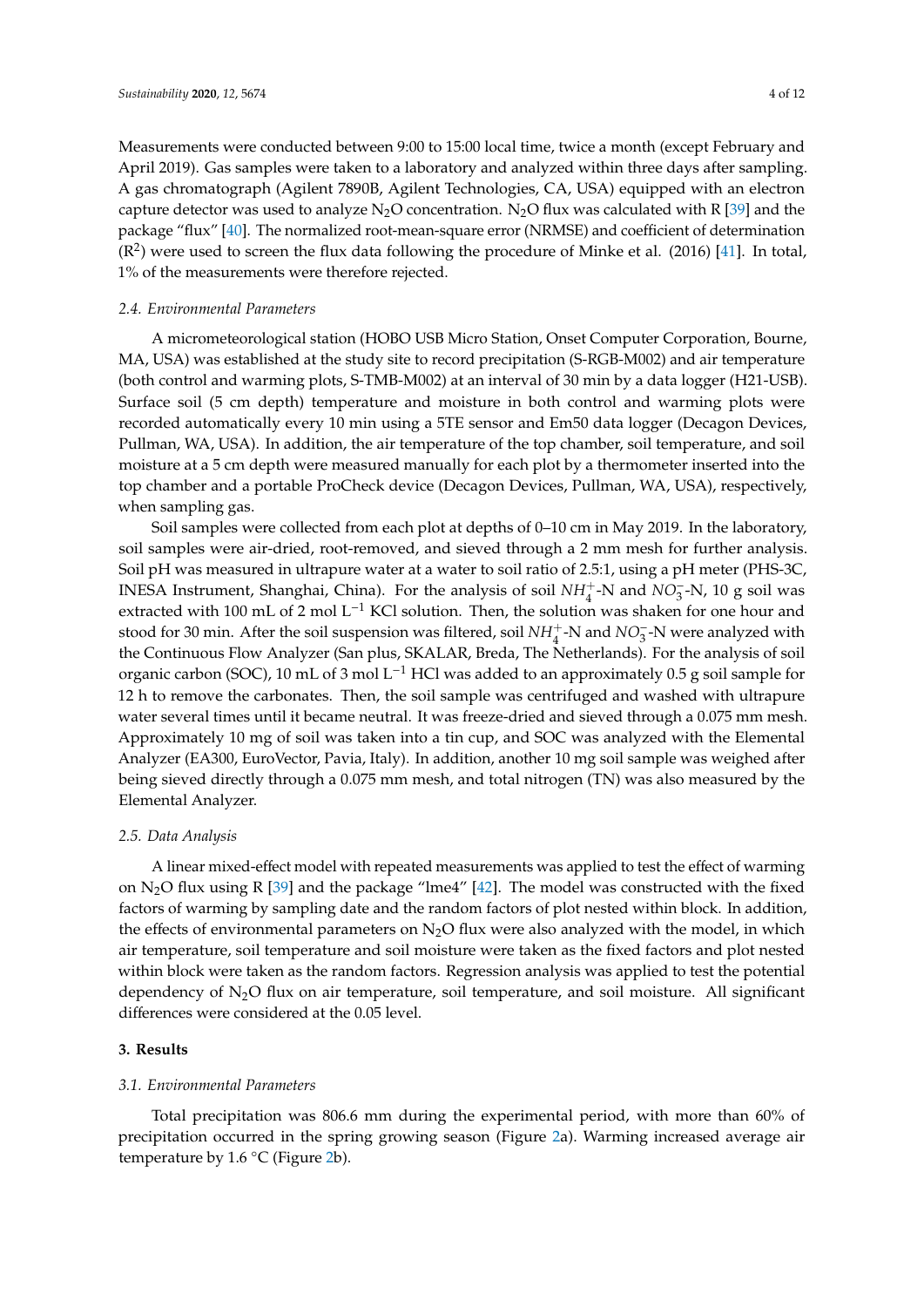Measurements were conducted between 9:00 to 15:00 local time, twice a month (except February and April 2019). Gas samples were taken to a laboratory and analyzed within three days after sampling. A gas chromatograph (Agilent 7890B, Agilent Technologies, CA, USA) equipped with an electron capture detector was used to analyze $N_2O$ concentration. $N_2O$ flux was calculated with R [39] and the package "flux" [40]. The normalized root-mean-square error (NRMSE) and coefficient of determination ($R^2$) were used to screen the flux data following the procedure of Minke et al. (2016) [41]. In total, 1% of the measurements were therefore rejected.

### 2.4. Environmental Parameters

A micrometeorological station (HOBO USB Micro Station, Onset Computer Corporation, Bourne, MA, USA) was established at the study site to record precipitation (S-RGB-M002) and air temperature (both control and warming plots, S-TMB-M002) at an interval of 30 min by a data logger (H21-USB). Surface soil (5 cm depth) temperature and moisture in both control and warming plots were recorded automatically every 10 min using a 5TE sensor and Em50 data logger (Decagon Devices, Pullman, WA, USA). In addition, the air temperature of the top chamber, soil temperature, and soil moisture at a 5 cm depth were measured manually for each plot by a thermometer inserted into the top chamber and a portable ProCheck device (Decagon Devices, Pullman, WA, USA), respectively, when sampling gas.

Soil samples were collected from each plot at depths of 0–10 cm in May 2019. In the laboratory, soil samples were air-dried, root-removed, and sieved through a 2 mm mesh for further analysis. Soil pH was measured in ultrapure water at a water to soil ratio of 2.5:1, using a pH meter (PHS-3C, INESA Instrument, Shanghai, China). For the analysis of soil $NH_4^+$-N and $NO_3^-$-N, 10 g soil was extracted with 100 mL of 2 mol $L^{-1}$ KCl solution. Then, the solution was shaken for one hour and stood for 30 min. After the soil suspension was filtered, soil $NH_4^+$-N and $NO_3^-$-N were analyzed with the Continuous Flow Analyzer (San plus, SKALAR, Breda, The Netherlands). For the analysis of soil organic carbon (SOC), 10 mL of 3 mol $L^{-1}$ HCl was added to an approximately 0.5 g soil sample for 12 h to remove the carbonates. Then, the soil sample was centrifuged and washed with ultrapure water several times until it became neutral. It was freeze-dried and sieved through a 0.075 mm mesh. Approximately 10 mg of soil was taken into a tin cup, and SOC was analyzed with the Elemental Analyzer (EA300, EuroVector, Pavia, Italy). In addition, another 10 mg soil sample was weighed after being sieved directly through a 0.075 mm mesh, and total nitrogen (TN) was also measured by the Elemental Analyzer.

### 2.5. Data Analysis

A linear mixed-effect model with repeated measurements was applied to test the effect of warming on $N_2O$ flux using R [39] and the package "lme4" [42]. The model was constructed with the fixed factors of warming by sampling date and the random factors of plot nested within block. In addition, the effects of environmental parameters on $N_2O$ flux were also analyzed with the model, in which air temperature, soil temperature and soil moisture were taken as the fixed factors and plot nested within block were taken as the random factors. Regression analysis was applied to test the potential dependency of $N_2O$ flux on air temperature, soil temperature, and soil moisture. All significant differences were considered at the 0.05 level.

## 3. Results

### 3.1. Environmental Parameters

Total precipitation was 806.6 mm during the experimental period, with more than 60% of precipitation occurred in the spring growing season (Figure 2a). Warming increased average air temperature by 1.6 °C (Figure 2b).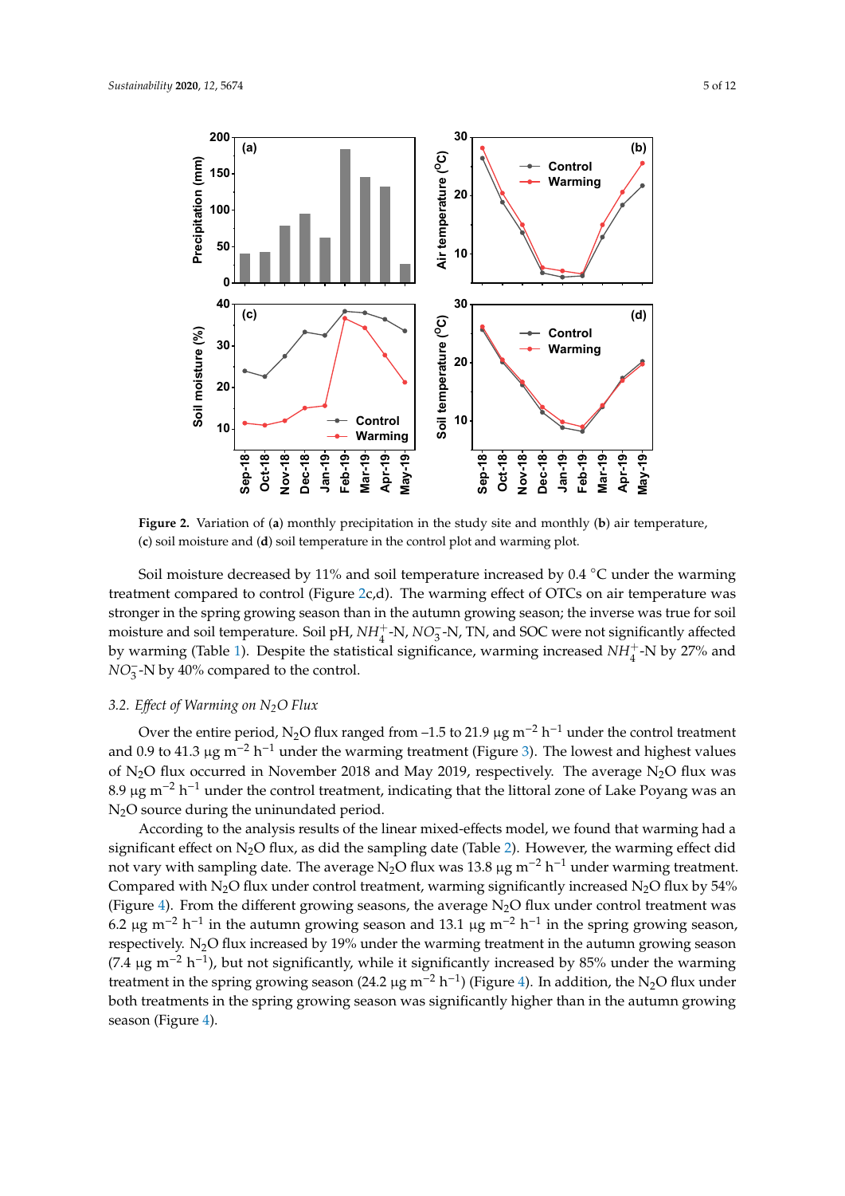**Figure 2.** Variation of (**a**) monthly precipitation in the study site and monthly (**b**) air temperature, (**c**) soil moisture and (**d**) soil temperature in the control plot and warming plot.

Soil moisture decreased by 11% and soil temperature increased by 0.4 °C under the warming treatment compared to control (Figure 2c,d). The warming effect of OTCs on air temperature was stronger in the spring growing season than in the autumn growing season; the inverse was true for soil moisture and soil temperature. Soil pH, $NH_4^+$-N, $NO_3^-$-N, TN, and SOC were not significantly affected by warming (Table 1). Despite the statistical significance, warming increased $NH_4^+$-N by 27% and $NO_3^-$-N by 40% compared to the control.

### 3.2. *Effect of Warming on $N_2O$ Flux*

Over the entire period, $N_2O$ flux ranged from –1.5 to 21.9 μg $m^{-2}$ $h^{-1}$ under the control treatment and 0.9 to 41.3 μg $m^{-2}$ $h^{-1}$ under the warming treatment (Figure 3). The lowest and highest values of $N_2O$ flux occurred in November 2018 and May 2019, respectively. The average $N_2O$ flux was 8.9 μg $m^{-2}$ $h^{-1}$ under the control treatment, indicating that the littoral zone of Lake Poyang was an $N_2O$ source during the uninundated period.

According to the analysis results of the linear mixed-effects model, we found that warming had a significant effect on $N_2O$ flux, as did the sampling date (Table 2). However, the warming effect did not vary with sampling date. The average $N_2O$ flux was 13.8 μg $m^{-2}$ $h^{-1}$ under warming treatment. Compared with $N_2O$ flux under control treatment, warming significantly increased $N_2O$ flux by 54% (Figure 4). From the different growing seasons, the average $N_2O$ flux under control treatment was 6.2 μg $m^{-2}$ $h^{-1}$ in the autumn growing season and 13.1 μg $m^{-2}$ $h^{-1}$ in the spring growing season, respectively. $N_2O$ flux increased by 19% under the warming treatment in the autumn growing season (7.4 μg $m^{-2}$ $h^{-1}$), but not significantly, while it significantly increased by 85% under the warming treatment in the spring growing season (24.2 μg $m^{-2}$ $h^{-1}$) (Figure 4). In addition, the $N_2O$ flux under both treatments in the spring growing season was significantly higher than in the autumn growing season (Figure 4).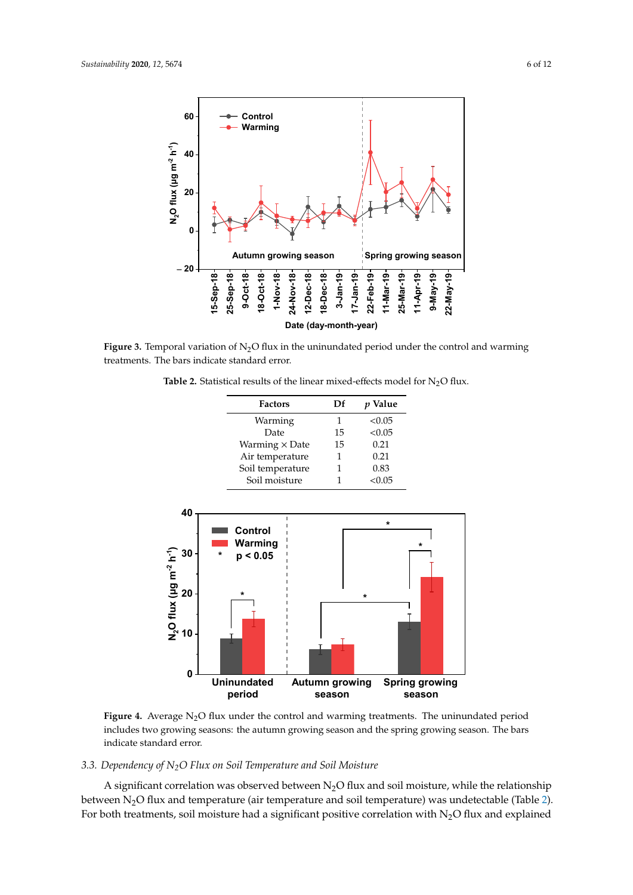**Figure 3.** Temporal variation of $N_2O$ flux in the uninundated period under the control and warming treatments. The bars indicate standard error.

**Table 2.** Statistical results of the linear mixed-effects model for $N_2O$ flux.

| Factors | Df | *p* Value |
|---|---|---|
| Warming | 1 | <0.05 |
| Date | 15 | <0.05 |
| Warming × Date | 15 | 0.21 |
| Air temperature | 1 | 0.21 |
| Soil temperature | 1 | 0.83 |
| Soil moisture | 1 | <0.05 |

**Figure 4.** Average $N_2O$ flux under the control and warming treatments. The uninundated period includes two growing seasons: the autumn growing season and the spring growing season. The bars indicate standard error.

### 3.3. Dependency of $N_2O$ Flux on Soil Temperature and Soil Moisture

A significant correlation was observed between $N_2O$ flux and soil moisture, while the relationship between $N_2O$ flux and temperature (air temperature and soil temperature) was undetectable (Table 2). For both treatments, soil moisture had a significant positive correlation with $N_2O$ flux and explained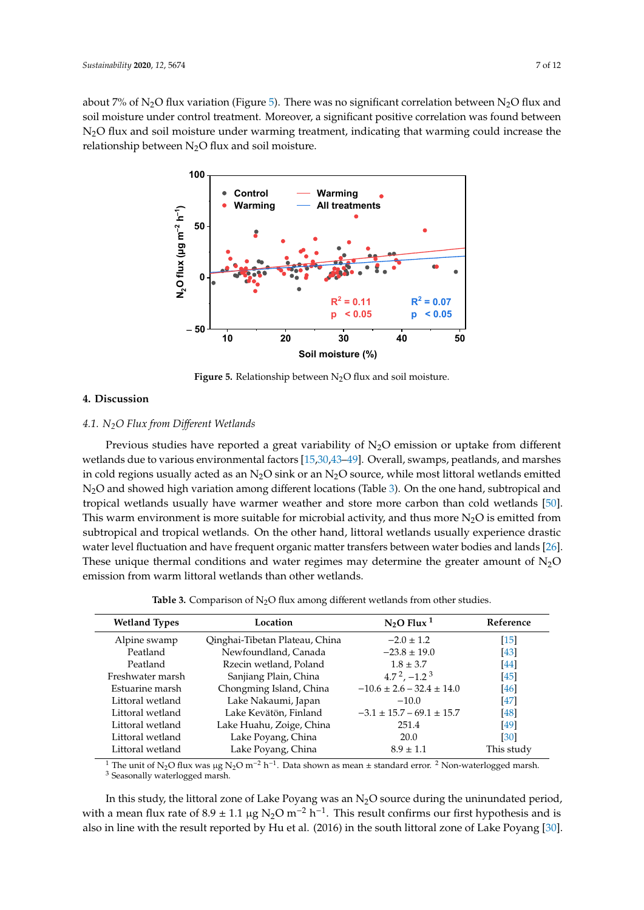about 7% of $N_2O$ flux variation (Figure 5). There was no significant correlation between $N_2O$ flux and soil moisture under control treatment. Moreover, a significant positive correlation was found between $N_2O$ flux and soil moisture under warming treatment, indicating that warming could increase the relationship between $N_2O$ flux and soil moisture.

Figure 5. Relationship between $N_2O$ flux and soil moisture.

## 4. Discussion

### 4.1. $N_2O$ Flux from Different Wetlands

Previous studies have reported a great variability of $N_2O$ emission or uptake from different wetlands due to various environmental factors [15,30,43–49]. Overall, swamps, peatlands, and marshes in cold regions usually acted as an $N_2O$ sink or an $N_2O$ source, while most littoral wetlands emitted $N_2O$ and showed high variation among different locations (Table 3). On the one hand, subtropical and tropical wetlands usually have warmer weather and store more carbon than cold wetlands [50]. This warm environment is more suitable for microbial activity, and thus more $N_2O$ is emitted from subtropical and tropical wetlands. On the other hand, littoral wetlands usually experience drastic water level fluctuation and have frequent organic matter transfers between water bodies and lands [26]. These unique thermal conditions and water regimes may determine the greater amount of $N_2O$ emission from warm littoral wetlands than other wetlands.

**Table 3.** Comparison of $N_2O$ flux among different wetlands from other studies.

| Wetland Types | Location | $N_2O$ Flux [1] | Reference |
|---|---|---|---|
| Alpine swamp | Qinghai-Tibetan Plateau, China | −2.0 ± 1.2 | [15] |
| Peatland | Newfoundland, Canada | −23.8 ± 19.0 | [43] |
| Peatland | Rzecin wetland, Poland | 1.8 ± 3.7 | [44] |
| Freshwater marsh | Sanjiang Plain, China | 4.7 [2], −1.2 [3] | [45] |
| Estuarine marsh | Chongming Island, China | −10.6 ± 2.6 – 32.4 ± 14.0 | [46] |
| Littoral wetland | Lake Nakaumi, Japan | −10.0 | [47] |
| Littoral wetland | Lake Kevätön, Finland | −3.1 ± 15.7 – 69.1 ± 15.7 | [48] |
| Littoral wetland | Lake Huahu, Zoige, China | 251.4 | [49] |
| Littoral wetland | Lake Poyang, China | 20.0 | [30] |
| Littoral wetland | Lake Poyang, China | 8.9 ± 1.1 | This study |

[1] The unit of $N_2O$ flux was μg $N_2O$ $m^{-2}$ $h^{-1}$. Data shown as mean ± standard error. [2] Non-waterlogged marsh.
[3] Seasonally waterlogged marsh.

In this study, the littoral zone of Lake Poyang was an $N_2O$ source during the uninundated period, with a mean flux rate of 8.9 ± 1.1 μg $N_2O$ $m^{-2}$ $h^{-1}$. This result confirms our first hypothesis and is also in line with the result reported by Hu et al. (2016) in the south littoral zone of Lake Poyang [30].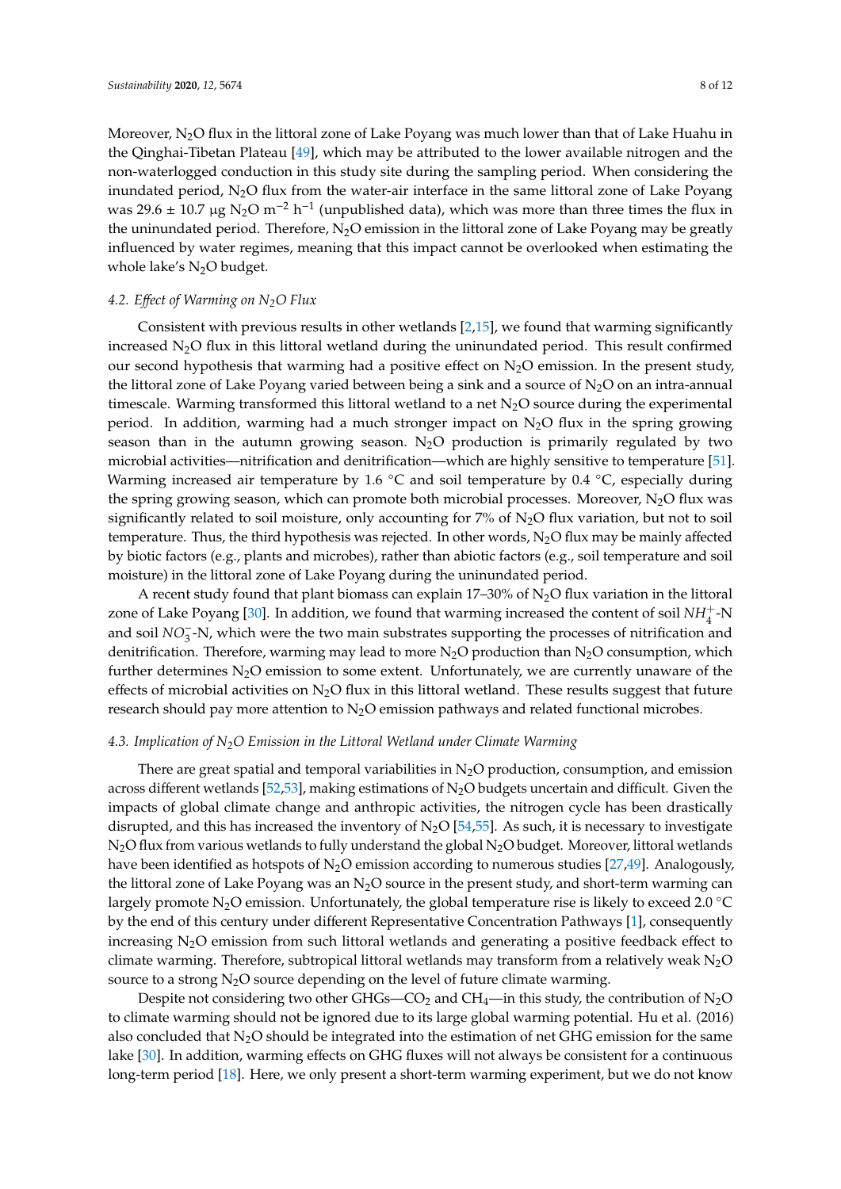Moreover, $N_2O$ flux in the littoral zone of Lake Poyang was much lower than that of Lake Huahu in the Qinghai-Tibetan Plateau [49], which may be attributed to the lower available nitrogen and the non-waterlogged conduction in this study site during the sampling period. When considering the inundated period, $N_2O$ flux from the water-air interface in the same littoral zone of Lake Poyang was 29.6 ± 10.7 μg $N_2O$ $m^{-2}$ $h^{-1}$ (unpublished data), which was more than three times the flux in the uninundated period. Therefore, $N_2O$ emission in the littoral zone of Lake Poyang may be greatly influenced by water regimes, meaning that this impact cannot be overlooked when estimating the whole lake's $N_2O$ budget.

### *4.2. Effect of Warming on $N_2O$ Flux*

Consistent with previous results in other wetlands [2,15], we found that warming significantly increased $N_2O$ flux in this littoral wetland during the uninundated period. This result confirmed our second hypothesis that warming had a positive effect on $N_2O$ emission. In the present study, the littoral zone of Lake Poyang varied between being a sink and a source of $N_2O$ on an intra-annual timescale. Warming transformed this littoral wetland to a net $N_2O$ source during the experimental period. In addition, warming had a much stronger impact on $N_2O$ flux in the spring growing season than in the autumn growing season. $N_2O$ production is primarily regulated by two microbial activities—nitrification and denitrification—which are highly sensitive to temperature [51]. Warming increased air temperature by 1.6 °C and soil temperature by 0.4 °C, especially during the spring growing season, which can promote both microbial processes. Moreover, $N_2O$ flux was significantly related to soil moisture, only accounting for 7% of $N_2O$ flux variation, but not to soil temperature. Thus, the third hypothesis was rejected. In other words, $N_2O$ flux may be mainly affected by biotic factors (e.g., plants and microbes), rather than abiotic factors (e.g., soil temperature and soil moisture) in the littoral zone of Lake Poyang during the uninundated period.

A recent study found that plant biomass can explain 17–30% of $N_2O$ flux variation in the littoral zone of Lake Poyang [30]. In addition, we found that warming increased the content of soil $NH_4^+$-N and soil $NO_3^-$-N, which were the two main substrates supporting the processes of nitrification and denitrification. Therefore, warming may lead to more $N_2O$ production than $N_2O$ consumption, which further determines $N_2O$ emission to some extent. Unfortunately, we are currently unaware of the effects of microbial activities on $N_2O$ flux in this littoral wetland. These results suggest that future research should pay more attention to $N_2O$ emission pathways and related functional microbes.

### *4.3. Implication of $N_2O$ Emission in the Littoral Wetland under Climate Warming*

There are great spatial and temporal variabilities in $N_2O$ production, consumption, and emission across different wetlands [52,53], making estimations of $N_2O$ budgets uncertain and difficult. Given the impacts of global climate change and anthropic activities, the nitrogen cycle has been drastically disrupted, and this has increased the inventory of $N_2O$ [54,55]. As such, it is necessary to investigate $N_2O$ flux from various wetlands to fully understand the global $N_2O$ budget. Moreover, littoral wetlands have been identified as hotspots of $N_2O$ emission according to numerous studies [27,49]. Analogously, the littoral zone of Lake Poyang was an $N_2O$ source in the present study, and short-term warming can largely promote $N_2O$ emission. Unfortunately, the global temperature rise is likely to exceed 2.0 °C by the end of this century under different Representative Concentration Pathways [1], consequently increasing $N_2O$ emission from such littoral wetlands and generating a positive feedback effect to climate warming. Therefore, subtropical littoral wetlands may transform from a relatively weak $N_2O$ source to a strong $N_2O$ source depending on the level of future climate warming.

Despite not considering two other GHGs—$CO_2$ and $CH_4$—in this study, the contribution of $N_2O$ to climate warming should not be ignored due to its large global warming potential. Hu et al. (2016) also concluded that $N_2O$ should be integrated into the estimation of net GHG emission for the same lake [30]. In addition, warming effects on GHG fluxes will not always be consistent for a continuous long-term period [18]. Here, we only present a short-term warming experiment, but we do not know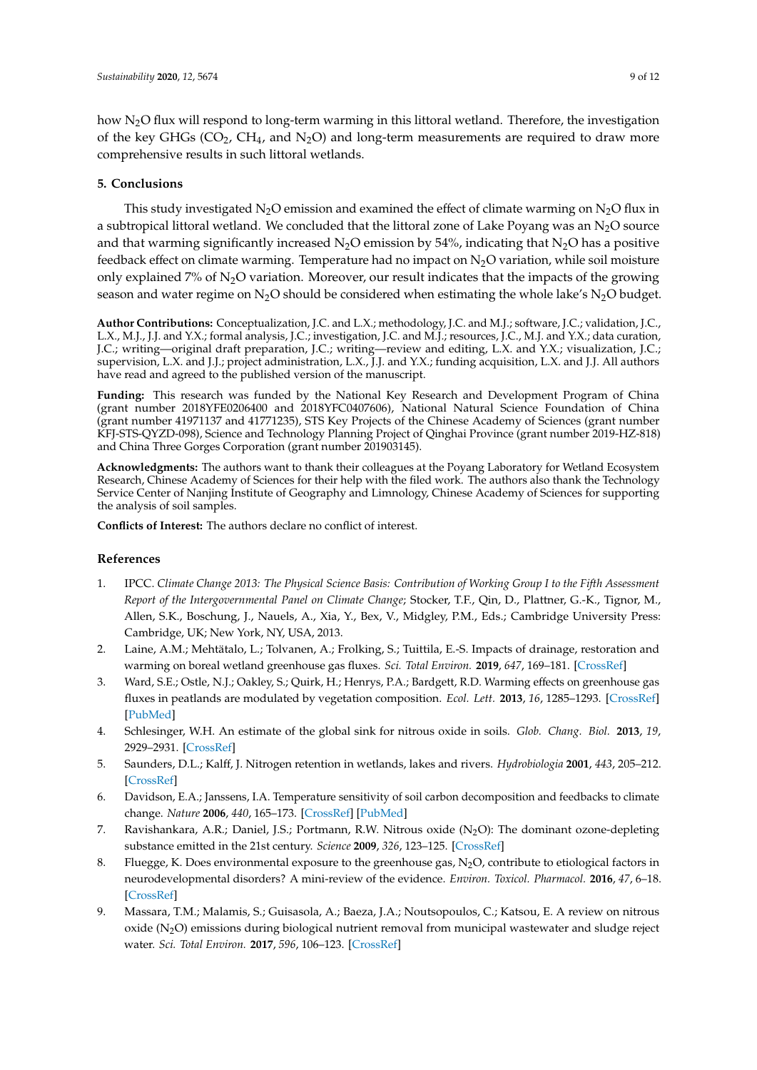how $N_2O$ flux will respond to long-term warming in this littoral wetland. Therefore, the investigation of the key GHGs ($CO_2$, $CH_4$, and $N_2O$) and long-term measurements are required to draw more comprehensive results in such littoral wetlands.

## 5. Conclusions

This study investigated $N_2O$ emission and examined the effect of climate warming on $N_2O$ flux in a subtropical littoral wetland. We concluded that the littoral zone of Lake Poyang was an $N_2O$ source and that warming significantly increased $N_2O$ emission by 54%, indicating that $N_2O$ has a positive feedback effect on climate warming. Temperature had no impact on $N_2O$ variation, while soil moisture only explained 7% of $N_2O$ variation. Moreover, our result indicates that the impacts of the growing season and water regime on $N_2O$ should be considered when estimating the whole lake's $N_2O$ budget.

**Author Contributions:** Conceptualization, J.C. and L.X.; methodology, J.C. and M.J.; software, J.C.; validation, J.C., L.X., M.J., J.J. and Y.X.; formal analysis, J.C.; investigation, J.C. and M.J.; resources, J.C., M.J. and Y.X.; data curation, J.C.; writing—original draft preparation, J.C.; writing—review and editing, L.X. and Y.X.; visualization, J.C.; supervision, L.X. and J.J.; project administration, L.X., J.J. and Y.X.; funding acquisition, L.X. and J.J. All authors have read and agreed to the published version of the manuscript.

**Funding:** This research was funded by the National Key Research and Development Program of China (grant number 2018YFE0206400 and 2018YFC0407606), National Natural Science Foundation of China (grant number 41971137 and 41771235), STS Key Projects of the Chinese Academy of Sciences (grant number KFJ-STS-QYZD-098), Science and Technology Planning Project of Qinghai Province (grant number 2019-HZ-818) and China Three Gorges Corporation (grant number 201903145).

**Acknowledgments:** The authors want to thank their colleagues at the Poyang Laboratory for Wetland Ecosystem Research, Chinese Academy of Sciences for their help with the filed work. The authors also thank the Technology Service Center of Nanjing Institute of Geography and Limnology, Chinese Academy of Sciences for supporting the analysis of soil samples.

**Conflicts of Interest:** The authors declare no conflict of interest.

## References

1. IPCC. *Climate Change 2013: The Physical Science Basis: Contribution of Working Group I to the Fifth Assessment Report of the Intergovernmental Panel on Climate Change*; Stocker, T.F., Qin, D., Plattner, G.-K., Tignor, M., Allen, S.K., Boschung, J., Nauels, A., Xia, Y., Bex, V., Midgley, P.M., Eds.; Cambridge University Press: Cambridge, UK; New York, NY, USA, 2013.
2. Laine, A.M.; Mehtätalo, L.; Tolvanen, A.; Frolking, S.; Tuittila, E.-S. Impacts of drainage, restoration and warming on boreal wetland greenhouse gas fluxes. *Sci. Total Environ.* **2019**, *647*, 169–181. [CrossRef]
3. Ward, S.E.; Ostle, N.J.; Oakley, S.; Quirk, H.; Henrys, P.A.; Bardgett, R.D. Warming effects on greenhouse gas fluxes in peatlands are modulated by vegetation composition. *Ecol. Lett.* **2013**, *16*, 1285–1293. [CrossRef] [PubMed]
4. Schlesinger, W.H. An estimate of the global sink for nitrous oxide in soils. *Glob. Chang. Biol.* **2013**, *19*, 2929–2931. [CrossRef]
5. Saunders, D.L.; Kalff, J. Nitrogen retention in wetlands, lakes and rivers. *Hydrobiologia* **2001**, *443*, 205–212. [CrossRef]
6. Davidson, E.A.; Janssens, I.A. Temperature sensitivity of soil carbon decomposition and feedbacks to climate change. *Nature* **2006**, *440*, 165–173. [CrossRef] [PubMed]
7. Ravishankara, A.R.; Daniel, J.S.; Portmann, R.W. Nitrous oxide ($N_2O$): The dominant ozone-depleting substance emitted in the 21st century. *Science* **2009**, *326*, 123–125. [CrossRef]
8. Fluegge, K. Does environmental exposure to the greenhouse gas, $N_2O$, contribute to etiological factors in neurodevelopmental disorders? A mini-review of the evidence. *Environ. Toxicol. Pharmacol.* **2016**, *47*, 6–18. [CrossRef]
9. Massara, T.M.; Malamis, S.; Guisasola, A.; Baeza, J.A.; Noutsopoulos, C.; Katsou, E. A review on nitrous oxide ($N_2O$) emissions during biological nutrient removal from municipal wastewater and sludge reject water. *Sci. Total Environ.* **2017**, *596*, 106–123. [CrossRef]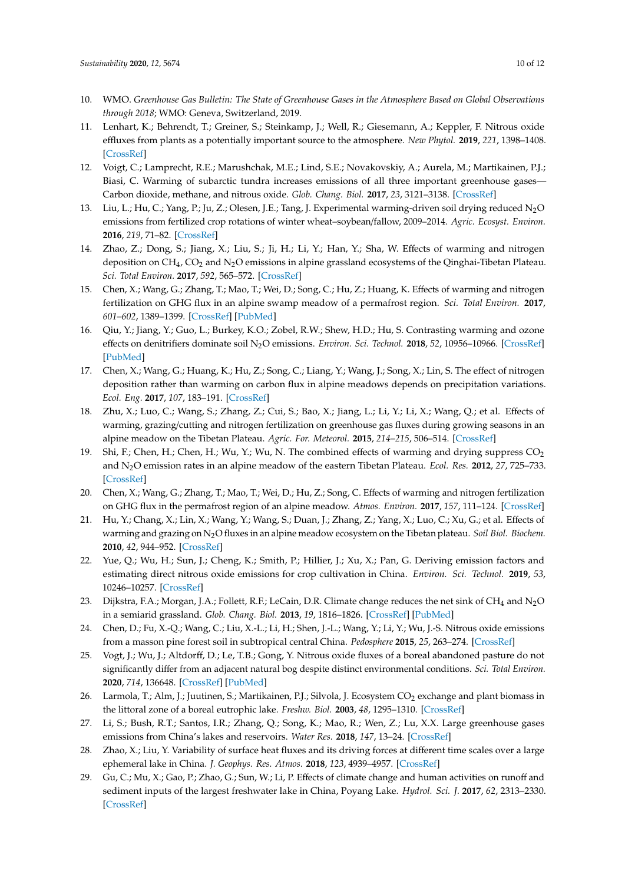10. WMO. *Greenhouse Gas Bulletin: The State of Greenhouse Gases in the Atmosphere Based on Global Observations through 2018*; WMO: Geneva, Switzerland, 2019.
11. Lenhart, K.; Behrendt, T.; Greiner, S.; Steinkamp, J.; Well, R.; Giesemann, A.; Keppler, F. Nitrous oxide effluxes from plants as a potentially important source to the atmosphere. *New Phytol.* **2019**, *221*, 1398–1408. [CrossRef]
12. Voigt, C.; Lamprecht, R.E.; Marushchak, M.E.; Lind, S.E.; Novakovskiy, A.; Aurela, M.; Martikainen, P.J.; Biasi, C. Warming of subarctic tundra increases emissions of all three important greenhouse gases—Carbon dioxide, methane, and nitrous oxide. *Glob. Chang. Biol.* **2017**, *23*, 3121–3138. [CrossRef]
13. Liu, L.; Hu, C.; Yang, P.; Ju, Z.; Olesen, J.E.; Tang, J. Experimental warming-driven soil drying reduced $N_2O$ emissions from fertilized crop rotations of winter wheat–soybean/fallow, 2009–2014. *Agric. Ecosyst. Environ.* **2016**, *219*, 71–82. [CrossRef]
14. Zhao, Z.; Dong, S.; Jiang, X.; Liu, S.; Ji, H.; Li, Y.; Han, Y.; Sha, W. Effects of warming and nitrogen deposition on $CH_4$, $CO_2$ and $N_2O$ emissions in alpine grassland ecosystems of the Qinghai-Tibetan Plateau. *Sci. Total Environ.* **2017**, *592*, 565–572. [CrossRef]
15. Chen, X.; Wang, G.; Zhang, T.; Mao, T.; Wei, D.; Song, C.; Hu, Z.; Huang, K. Effects of warming and nitrogen fertilization on GHG flux in an alpine swamp meadow of a permafrost region. *Sci. Total Environ.* **2017**, *601–602*, 1389–1399. [CrossRef] [PubMed]
16. Qiu, Y.; Jiang, Y.; Guo, L.; Burkey, K.O.; Zobel, R.W.; Shew, H.D.; Hu, S. Contrasting warming and ozone effects on denitrifiers dominate soil $N_2O$ emissions. *Environ. Sci. Technol.* **2018**, *52*, 10956–10966. [CrossRef] [PubMed]
17. Chen, X.; Wang, G.; Huang, K.; Hu, Z.; Song, C.; Liang, Y.; Wang, J.; Song, X.; Lin, S. The effect of nitrogen deposition rather than warming on carbon flux in alpine meadows depends on precipitation variations. *Ecol. Eng.* **2017**, *107*, 183–191. [CrossRef]
18. Zhu, X.; Luo, C.; Wang, S.; Zhang, Z.; Cui, S.; Bao, X.; Jiang, L.; Li, Y.; Li, X.; Wang, Q.; et al. Effects of warming, grazing/cutting and nitrogen fertilization on greenhouse gas fluxes during growing seasons in an alpine meadow on the Tibetan Plateau. *Agric. For. Meteorol.* **2015**, *214–215*, 506–514. [CrossRef]
19. Shi, F.; Chen, H.; Chen, H.; Wu, Y.; Wu, N. The combined effects of warming and drying suppress $CO_2$ and $N_2O$ emission rates in an alpine meadow of the eastern Tibetan Plateau. *Ecol. Res.* **2012**, *27*, 725–733. [CrossRef]
20. Chen, X.; Wang, G.; Zhang, T.; Mao, T.; Wei, D.; Hu, Z.; Song, C. Effects of warming and nitrogen fertilization on GHG flux in the permafrost region of an alpine meadow. *Atmos. Environ.* **2017**, *157*, 111–124. [CrossRef]
21. Hu, Y.; Chang, X.; Lin, X.; Wang, Y.; Wang, S.; Duan, J.; Zhang, Z.; Yang, X.; Luo, C.; Xu, G.; et al. Effects of warming and grazing on $N_2O$ fluxes in an alpine meadow ecosystem on the Tibetan plateau. *Soil Biol. Biochem.* **2010**, *42*, 944–952. [CrossRef]
22. Yue, Q.; Wu, H.; Sun, J.; Cheng, K.; Smith, P.; Hillier, J.; Xu, X.; Pan, G. Deriving emission factors and estimating direct nitrous oxide emissions for crop cultivation in China. *Environ. Sci. Technol.* **2019**, *53*, 10246–10257. [CrossRef]
23. Dijkstra, F.A.; Morgan, J.A.; Follett, R.F.; LeCain, D.R. Climate change reduces the net sink of $CH_4$ and $N_2O$ in a semiarid grassland. *Glob. Chang. Biol.* **2013**, *19*, 1816–1826. [CrossRef] [PubMed]
24. Chen, D.; Fu, X.-Q.; Wang, C.; Liu, X.-L.; Li, H.; Shen, J.-L.; Wang, Y.; Li, Y.; Wu, J.-S. Nitrous oxide emissions from a masson pine forest soil in subtropical central China. *Pedosphere* **2015**, *25*, 263–274. [CrossRef]
25. Vogt, J.; Wu, J.; Altdorff, D.; Le, T.B.; Gong, Y. Nitrous oxide fluxes of a boreal abandoned pasture do not significantly differ from an adjacent natural bog despite distinct environmental conditions. *Sci. Total Environ.* **2020**, *714*, 136648. [CrossRef] [PubMed]
26. Larmola, T.; Alm, J.; Juutinen, S.; Martikainen, P.J.; Silvola, J. Ecosystem $CO_2$ exchange and plant biomass in the littoral zone of a boreal eutrophic lake. *Freshw. Biol.* **2003**, *48*, 1295–1310. [CrossRef]
27. Li, S.; Bush, R.T.; Santos, I.R.; Zhang, Q.; Song, K.; Mao, R.; Wen, Z.; Lu, X.X. Large greenhouse gases emissions from China's lakes and reservoirs. *Water Res.* **2018**, *147*, 13–24. [CrossRef]
28. Zhao, X.; Liu, Y. Variability of surface heat fluxes and its driving forces at different time scales over a large ephemeral lake in China. *J. Geophys. Res. Atmos.* **2018**, *123*, 4939–4957. [CrossRef]
29. Gu, C.; Mu, X.; Gao, P.; Zhao, G.; Sun, W.; Li, P. Effects of climate change and human activities on runoff and sediment inputs of the largest freshwater lake in China, Poyang Lake. *Hydrol. Sci. J.* **2017**, *62*, 2313–2330. [CrossRef]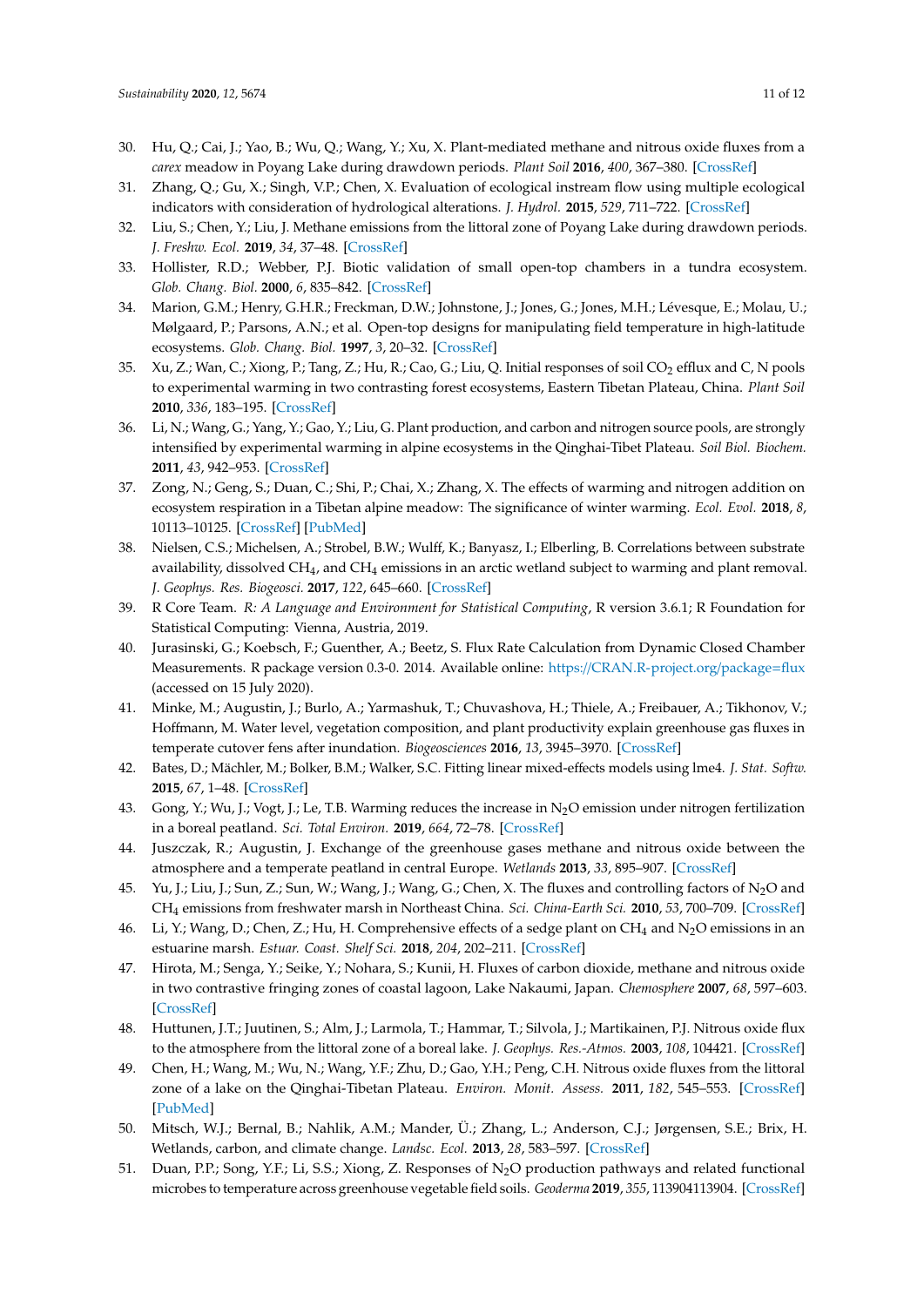30. Hu, Q.; Cai, J.; Yao, B.; Wu, Q.; Wang, Y.; Xu, X. Plant-mediated methane and nitrous oxide fluxes from a *carex* meadow in Poyang Lake during drawdown periods. *Plant Soil* **2016**, *400*, 367–380. [CrossRef]
31. Zhang, Q.; Gu, X.; Singh, V.P.; Chen, X. Evaluation of ecological instream flow using multiple ecological indicators with consideration of hydrological alterations. *J. Hydrol.* **2015**, *529*, 711–722. [CrossRef]
32. Liu, S.; Chen, Y.; Liu, J. Methane emissions from the littoral zone of Poyang Lake during drawdown periods. *J. Freshw. Ecol.* **2019**, *34*, 37–48. [CrossRef]
33. Hollister, R.D.; Webber, P.J. Biotic validation of small open-top chambers in a tundra ecosystem. *Glob. Chang. Biol.* **2000**, *6*, 835–842. [CrossRef]
34. Marion, G.M.; Henry, G.H.R.; Freckman, D.W.; Johnstone, J.; Jones, G.; Jones, M.H.; Lévesque, E.; Molau, U.; Mølgaard, P.; Parsons, A.N.; et al. Open-top designs for manipulating field temperature in high-latitude ecosystems. *Glob. Chang. Biol.* **1997**, *3*, 20–32. [CrossRef]
35. Xu, Z.; Wan, C.; Xiong, P.; Tang, Z.; Hu, R.; Cao, G.; Liu, Q. Initial responses of soil $CO_2$ efflux and C, N pools to experimental warming in two contrasting forest ecosystems, Eastern Tibetan Plateau, China. *Plant Soil* **2010**, *336*, 183–195. [CrossRef]
36. Li, N.; Wang, G.; Yang, Y.; Gao, Y.; Liu, G. Plant production, and carbon and nitrogen source pools, are strongly intensified by experimental warming in alpine ecosystems in the Qinghai-Tibet Plateau. *Soil Biol. Biochem.* **2011**, *43*, 942–953. [CrossRef]
37. Zong, N.; Geng, S.; Duan, C.; Shi, P.; Chai, X.; Zhang, X. The effects of warming and nitrogen addition on ecosystem respiration in a Tibetan alpine meadow: The significance of winter warming. *Ecol. Evol.* **2018**, *8*, 10113–10125. [CrossRef] [PubMed]
38. Nielsen, C.S.; Michelsen, A.; Strobel, B.W.; Wulff, K.; Banyasz, I.; Elberling, B. Correlations between substrate availability, dissolved $CH_4$, and $CH_4$ emissions in an arctic wetland subject to warming and plant removal. *J. Geophys. Res. Biogeosci.* **2017**, *122*, 645–660. [CrossRef]
39. R Core Team. *R: A Language and Environment for Statistical Computing*, R version 3.6.1; R Foundation for Statistical Computing: Vienna, Austria, 2019.
40. Jurasinski, G.; Koebsch, F.; Guenther, A.; Beetz, S. Flux Rate Calculation from Dynamic Closed Chamber Measurements. R package version 0.3-0. 2014. Available online: https://CRAN.R-project.org/package=flux (accessed on 15 July 2020).
41. Minke, M.; Augustin, J.; Burlo, A.; Yarmashuk, T.; Chuvashova, H.; Thiele, A.; Freibauer, A.; Tikhonov, V.; Hoffmann, M. Water level, vegetation composition, and plant productivity explain greenhouse gas fluxes in temperate cutover fens after inundation. *Biogeosciences* **2016**, *13*, 3945–3970. [CrossRef]
42. Bates, D.; Mächler, M.; Bolker, B.M.; Walker, S.C. Fitting linear mixed-effects models using lme4. *J. Stat. Softw.* **2015**, *67*, 1–48. [CrossRef]
43. Gong, Y.; Wu, J.; Vogt, J.; Le, T.B. Warming reduces the increase in $N_2O$ emission under nitrogen fertilization in a boreal peatland. *Sci. Total Environ.* **2019**, *664*, 72–78. [CrossRef]
44. Juszczak, R.; Augustin, J. Exchange of the greenhouse gases methane and nitrous oxide between the atmosphere and a temperate peatland in central Europe. *Wetlands* **2013**, *33*, 895–907. [CrossRef]
45. Yu, J.; Liu, J.; Sun, Z.; Sun, W.; Wang, J.; Wang, G.; Chen, X. The fluxes and controlling factors of $N_2O$ and $CH_4$ emissions from freshwater marsh in Northeast China. *Sci. China-Earth Sci.* **2010**, *53*, 700–709. [CrossRef]
46. Li, Y.; Wang, D.; Chen, Z.; Hu, H. Comprehensive effects of a sedge plant on $CH_4$ and $N_2O$ emissions in an estuarine marsh. *Estuar. Coast. Shelf Sci.* **2018**, *204*, 202–211. [CrossRef]
47. Hirota, M.; Senga, Y.; Seike, Y.; Nohara, S.; Kunii, H. Fluxes of carbon dioxide, methane and nitrous oxide in two contrastive fringing zones of coastal lagoon, Lake Nakaumi, Japan. *Chemosphere* **2007**, *68*, 597–603. [CrossRef]
48. Huttunen, J.T.; Juutinen, S.; Alm, J.; Larmola, T.; Hammar, T.; Silvola, J.; Martikainen, P.J. Nitrous oxide flux to the atmosphere from the littoral zone of a boreal lake. *J. Geophys. Res.-Atmos.* **2003**, *108*, 104421. [CrossRef]
49. Chen, H.; Wang, M.; Wu, N.; Wang, Y.F.; Zhu, D.; Gao, Y.H.; Peng, C.H. Nitrous oxide fluxes from the littoral zone of a lake on the Qinghai-Tibetan Plateau. *Environ. Monit. Assess.* **2011**, *182*, 545–553. [CrossRef] [PubMed]
50. Mitsch, W.J.; Bernal, B.; Nahlik, A.M.; Mander, Ü.; Zhang, L.; Anderson, C.J.; Jørgensen, S.E.; Brix, H. Wetlands, carbon, and climate change. *Landsc. Ecol.* **2013**, *28*, 583–597. [CrossRef]
51. Duan, P.P.; Song, Y.F.; Li, S.S.; Xiong, Z. Responses of $N_2O$ production pathways and related functional microbes to temperature across greenhouse vegetable field soils. *Geoderma* **2019**, *355*, 113904113904. [CrossRef]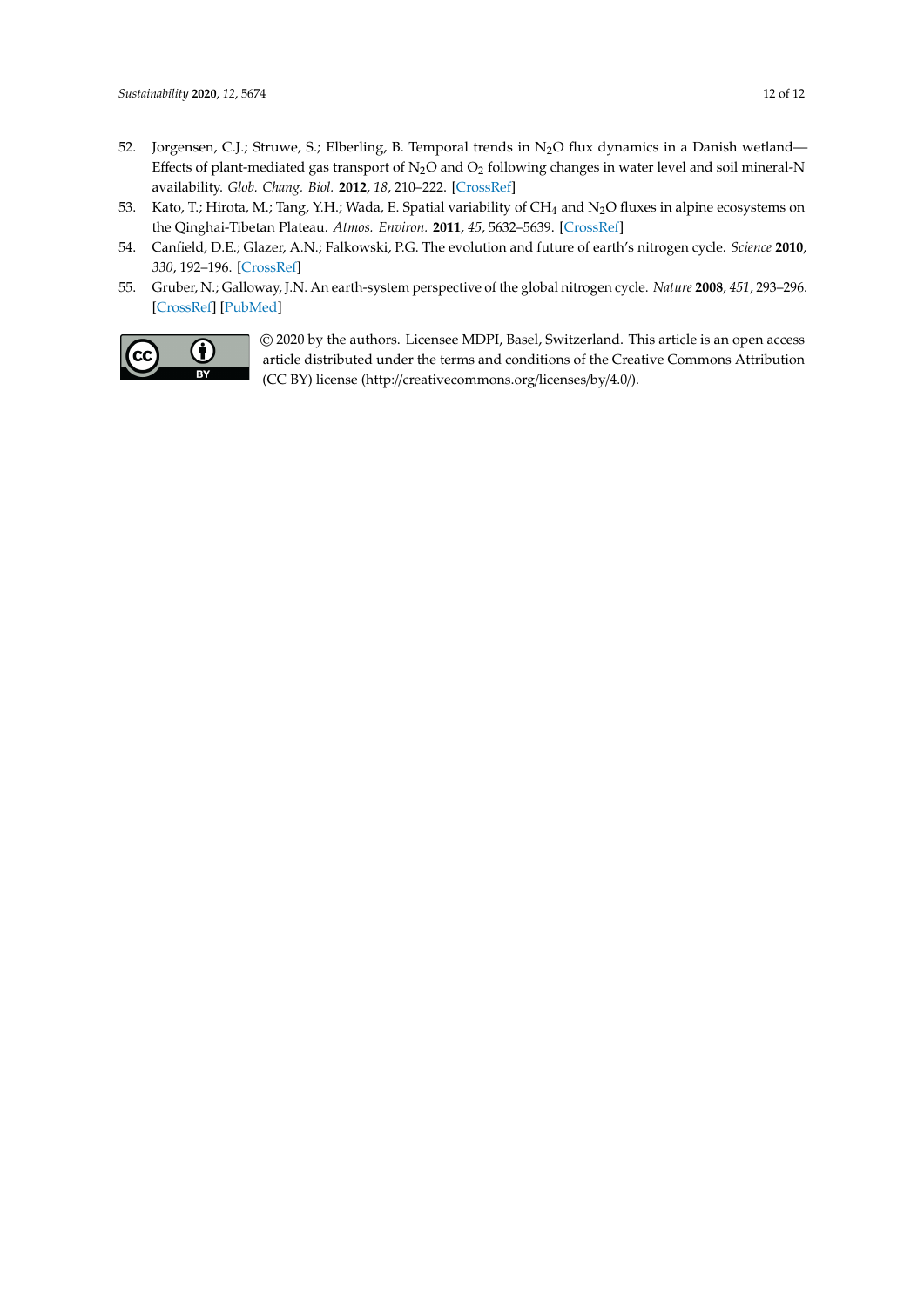52. Jorgensen, C.J.; Struwe, S.; Elberling, B. Temporal trends in $N_2O$ flux dynamics in a Danish wetland—Effects of plant-mediated gas transport of $N_2O$ and $O_2$ following changes in water level and soil mineral-N availability. *Glob. Chang. Biol.* **2012**, *18*, 210–222. [CrossRef]
53. Kato, T.; Hirota, M.; Tang, Y.H.; Wada, E. Spatial variability of $CH_4$ and $N_2O$ fluxes in alpine ecosystems on the Qinghai-Tibetan Plateau. *Atmos. Environ.* **2011**, *45*, 5632–5639. [CrossRef]
54. Canfield, D.E.; Glazer, A.N.; Falkowski, P.G. The evolution and future of earth's nitrogen cycle. *Science* **2010**, *330*, 192–196. [CrossRef]
55. Gruber, N.; Galloway, J.N. An earth-system perspective of the global nitrogen cycle. *Nature* **2008**, *451*, 293–296. [CrossRef] [PubMed]

© 2020 by the authors. Licensee MDPI, Basel, Switzerland. This article is an open access article distributed under the terms and conditions of the Creative Commons Attribution (CC BY) license (http://creativecommons.org/licenses/by/4.0/).